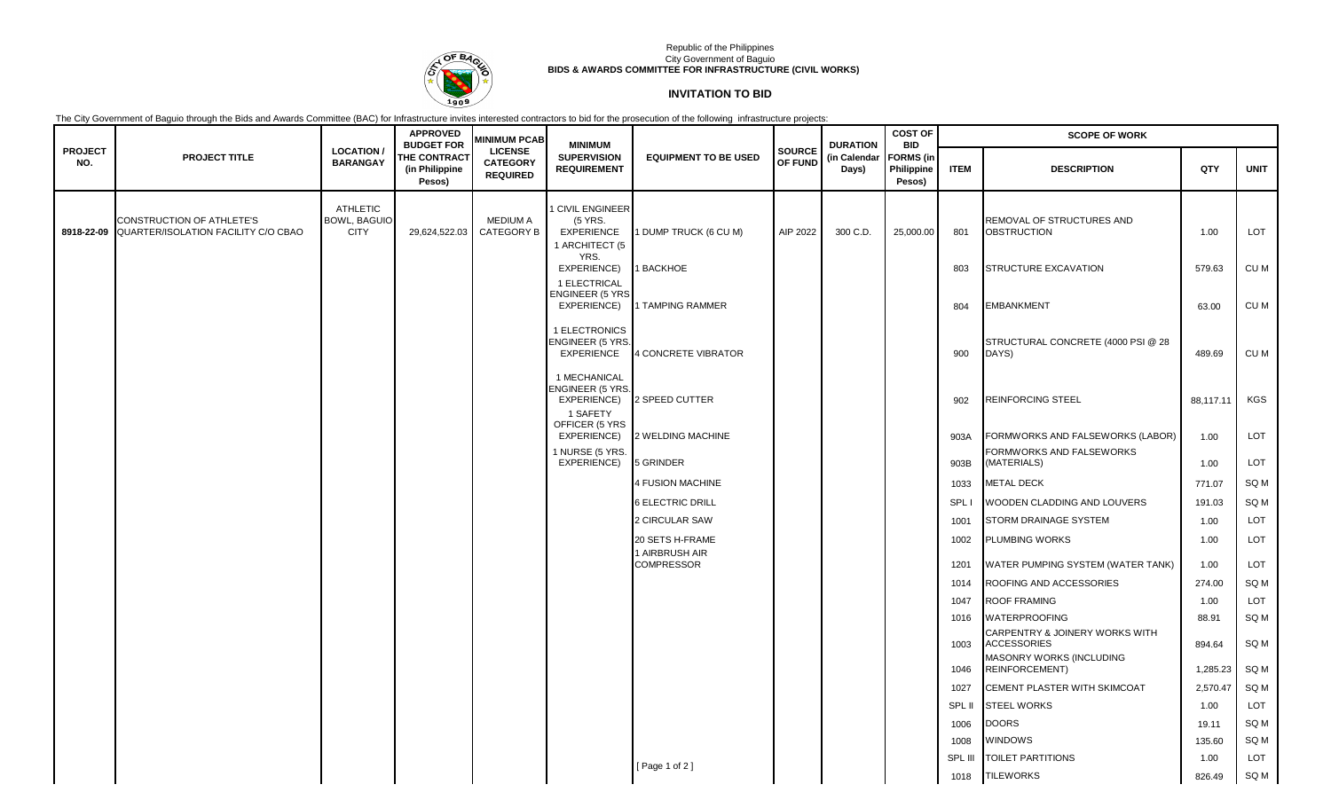Republic of the Philippines
City Government of Baguio
**BIDS & AWARDS COMMITTEE FOR INFRASTRUCTURE (CIVIL WORKS)**

## INVITATION TO BID

The City Government of Baguio through the Bids and Awards Committee (BAC) for Infrastructure invites interested contractors to bid for the prosecution of the following infrastructure projects:

| PROJECT NO. | PROJECT TITLE | LOCATION / BARANGAY | APPROVED BUDGET FOR THE CONTRACT (in Philippine Pesos) | MINIMUM PCAB LICENSE CATEGORY REQUIRED | MINIMUM SUPERVISION REQUIREMENT | EQUIPMENT TO BE USED | SOURCE OF FUND | DURATION (in Calendar Days) | COST OF BID FORMS (in Philippine Pesos) | SCOPE OF WORK | | | |
|---|---|---|---|---|---|---|---|---|---|---|---|---|---|
| | | | | | | | | | | ITEM | DESCRIPTION | QTY | UNIT |
| 8918-22-09 | CONSTRUCTION OF ATHLETE'S QUARTER/ISOLATION FACILITY C/O CBAO | ATHLETIC BOWL, BAGUIO CITY | 29,624,522.03 | MEDIUM A CATEGORY B | 1 CIVIL ENGINEER (5 YRS. EXPERIENCE | 1 DUMP TRUCK (6 CU M) | AIP 2022 | 300 C.D. | 25,000.00 | 801 | REMOVAL OF STRUCTURES AND OBSTRUCTION | 1.00 | LOT |
| | | | | | 1 ARCHITECT (5 YRS. EXPERIENCE) | 1 BACKHOE | | | | 803 | STRUCTURE EXCAVATION | 579.63 | CU M |
| | | | | | 1 ELECTRICAL ENGINEER (5 YRS EXPERIENCE) | 1 TAMPING RAMMER | | | | 804 | EMBANKMENT | 63.00 | CU M |
| | | | | | 1 ELECTRONICS ENGINEER (5 YRS. EXPERIENCE | 4 CONCRETE VIBRATOR | | | | 900 | STRUCTURAL CONCRETE (4000 PSI @ 28 DAYS) | 489.69 | CU M |
| | | | | | 1 MECHANICAL ENGINEER (5 YRS. EXPERIENCE) | 2 SPEED CUTTER | | | | 902 | REINFORCING STEEL | 88,117.11 | KGS |
| | | | | | 1 SAFETY OFFICER (5 YRS EXPERIENCE) | 2 WELDING MACHINE | | | | 903A | FORMWORKS AND FALSEWORKS (LABOR) | 1.00 | LOT |
| | | | | | 1 NURSE (5 YRS. EXPERIENCE) | 5 GRINDER | | | | 903B | FORMWORKS AND FALSEWORKS (MATERIALS) | 1.00 | LOT |
| | | | | | | 4 FUSION MACHINE | | | | 1033 | METAL DECK | 771.07 | SQ M |
| | | | | | | 6 ELECTRIC DRILL | | | | SPL I | WOODEN CLADDING AND LOUVERS | 191.03 | SQ M |
| | | | | | | 2 CIRCULAR SAW | | | | 1001 | STORM DRAINAGE SYSTEM | 1.00 | LOT |
| | | | | | | 20 SETS H-FRAME | | | | 1002 | PLUMBING WORKS | 1.00 | LOT |
| | | | | | | 1 AIRBRUSH AIR COMPRESSOR | | | | 1201 | WATER PUMPING SYSTEM (WATER TANK) | 1.00 | LOT |
| | | | | | | | | | | 1014 | ROOFING AND ACCESSORIES | 274.00 | SQ M |
| | | | | | | | | | | 1047 | ROOF FRAMING | 1.00 | LOT |
| | | | | | | | | | | 1016 | WATERPROOFING | 88.91 | SQ M |
| | | | | | | | | | | 1003 | CARPENTRY & JOINERY WORKS WITH ACCESSORIES | 894.64 | SQ M |
| | | | | | | | | | | 1046 | MASONRY WORKS (INCLUDING REINFORCEMENT) | 1,285.23 | SQ M |
| | | | | | | | | | | 1027 | CEMENT PLASTER WITH SKIMCOAT | 2,570.47 | SQ M |
| | | | | | | | | | | SPL II | STEEL WORKS | 1.00 | LOT |
| | | | | | | | | | | 1006 | DOORS | 19.11 | SQ M |
| | | | | | | | | | | 1008 | WINDOWS | 135.60 | SQ M |
| | | | | | | | | | | SPL III | TOILET PARTITIONS | 1.00 | LOT |
| | | | | | | | | | | 1018 | TILEWORKS | 826.49 | SQ M |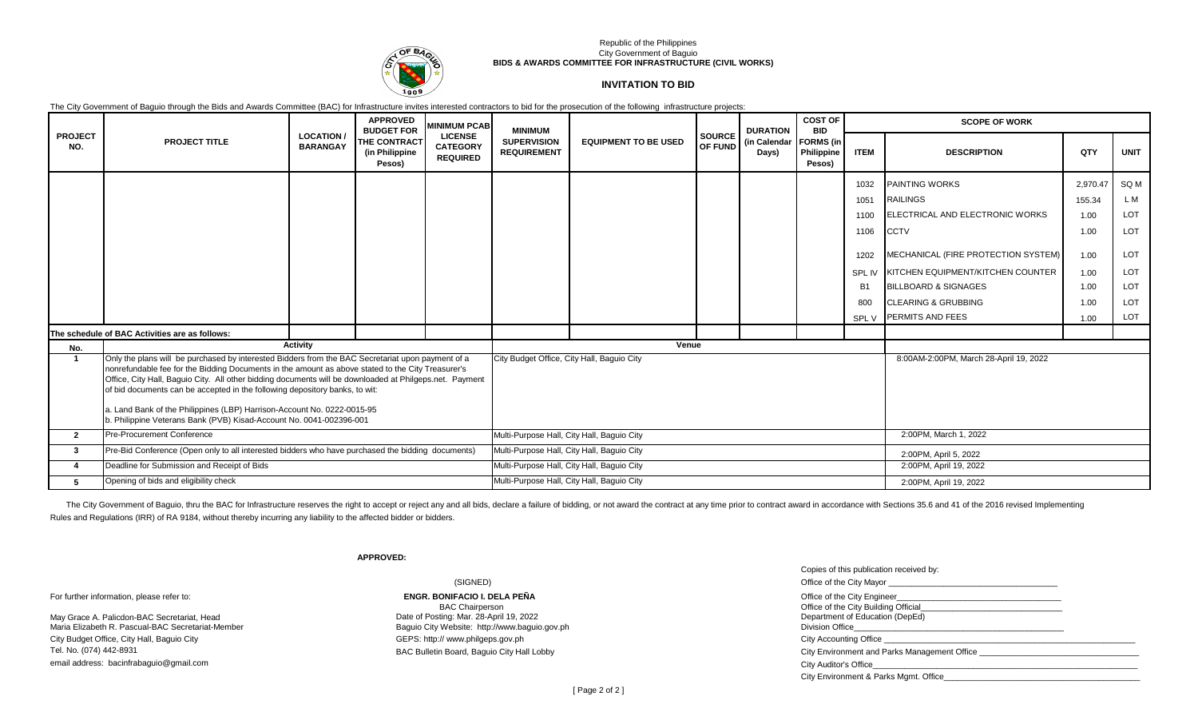Republic of the Philippines
City Government of Baguio
**BIDS & AWARDS COMMITTEE FOR INFRASTRUCTURE (CIVIL WORKS)**

## INVITATION TO BID

The City Government of Baguio through the Bids and Awards Committee (BAC) for Infrastructure invites interested contractors to bid for the prosecution of the following infrastructure projects:

| PROJECT NO. | PROJECT TITLE | LOCATION / BARANGAY | APPROVED BUDGET FOR THE CONTRACT (in Philippine Pesos) | MINIMUM PCAB LICENSE CATEGORY REQUIRED | MINIMUM SUPERVISION REQUIREMENT | EQUIPMENT TO BE USED | SOURCE OF FUND | DURATION (in Calendar Days) | COST OF BID FORMS (in Philippine Pesos) | SCOPE OF WORK | | | |
|---|---|---|---|---|---|---|---|---|---|---|---|---|---|
| | | | | | | | | | | ITEM | DESCRIPTION | QTY | UNIT |
| | | | | | | | | | | 1032 | PAINTING WORKS | 2,970.47 | SQ M |
| | | | | | | | | | | 1051 | RAILINGS | 155.34 | L M |
| | | | | | | | | | | 1100 | ELECTRICAL AND ELECTRONIC WORKS | 1.00 | LOT |
| | | | | | | | | | | 1106 | CCTV | 1.00 | LOT |
| | | | | | | | | | | 1202 | MECHANICAL (FIRE PROTECTION SYSTEM) | 1.00 | LOT |
| | | | | | | | | | | SPL IV | KITCHEN EQUIPMENT/KITCHEN COUNTER | 1.00 | LOT |
| | | | | | | | | | | B1 | BILLBOARD & SIGNAGES | 1.00 | LOT |
| | | | | | | | | | | 800 | CLEARING & GRUBBING | 1.00 | LOT |
| | | | | | | | | | | SPL V | PERMITS AND FEES | 1.00 | LOT |

The schedule of BAC Activities are as follows:

| No. | Activity | Venue | |
|---|---|---|---|
| 1 | Only the plans will be purchased by interested Bidders from the BAC Secretariat upon payment of a nonrefundable fee for the Bidding Documents in the amount as above stated to the City Treasurer's Office, City Hall, Baguio City. All other bidding documents will be downloaded at Philgeps.net. Payment of bid documents can be accepted in the following depository banks, to wit: a. Land Bank of the Philippines (LBP) Harrison-Account No. 0222-0015-95 b. Philippine Veterans Bank (PVB) Kisad-Account No. 0041-002396-001 | City Budget Office, City Hall, Baguio City | 8:00AM-2:00PM, March 28-April 19, 2022 |
| 2 | Pre-Procurement Conference | Multi-Purpose Hall, City Hall, Baguio City | 2:00PM, March 1, 2022 |
| 3 | Pre-Bid Conference (Open only to all interested bidders who have purchased the bidding documents) | Multi-Purpose Hall, City Hall, Baguio City | 2:00PM, April 5, 2022 |
| 4 | Deadline for Submission and Receipt of Bids | Multi-Purpose Hall, City Hall, Baguio City | 2:00PM, April 19, 2022 |
| 5 | Opening of bids and eligibility check | Multi-Purpose Hall, City Hall, Baguio City | 2:00PM, April 19, 2022 |

The City Government of Baguio, thru the BAC for Infrastructure reserves the right to accept or reject any and all bids, declare a failure of bidding, or not award the contract at any time prior to contract award in accordance with Sections 35.6 and 41 of the 2016 revised Implementing Rules and Regulations (IRR) of RA 9184, without thereby incurring any liability to the affected bidder or bidders.

**APPROVED:**

(SIGNED)

**ENGR. BONIFACIO I. DELA PEÑA**
BAC Chairperson
Date of Posting: Mar. 28-April 19, 2022
Baguio City Website: http://www.baguio.gov.ph
GEPS: http:// www.philgeps.gov.ph
BAC Bulletin Board, Baguio City Hall Lobby

For further information, please refer to:

May Grace A. Palicdon-BAC Secretariat, Head
Maria Elizabeth R. Pascual-BAC Secretariat-Member
City Budget Office, City Hall, Baguio City
Tel. No. (074) 442-8931
email address: bacinfrabaguio@gmail.com

Copies of this publication received by:

Office of the City Mayor ____________________
Office of the City Engineer____________________
Office of the City Building Official____________________
Department of Education (DepEd)
Division Office____________________
City Accounting Office ____________________
City Environment and Parks Management Office ____________________
City Auditor's Office____________________
City Environment & Parks Mgmt. Office____________________